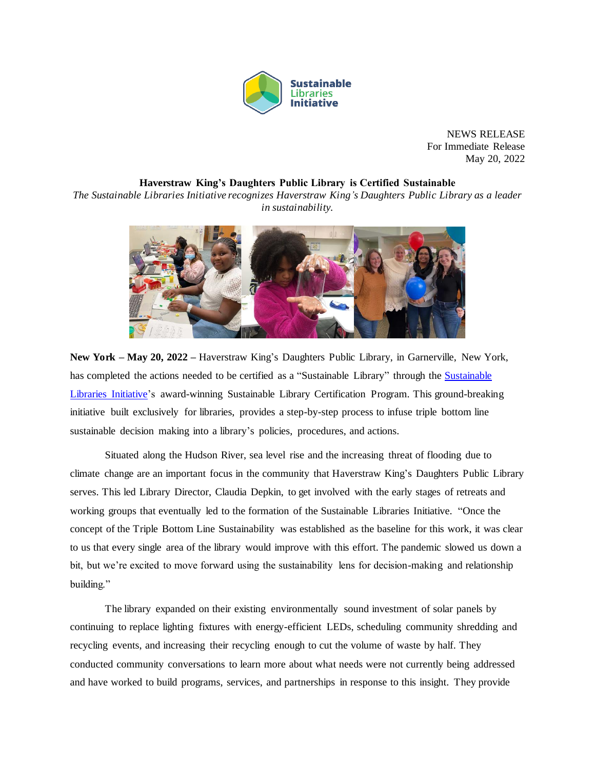Sustainable Libraries Initiative

NEWS RELEASE
For Immediate Release
May 20, 2022

**Haverstraw King's Daughters Public Library is Certified Sustainable**

*The Sustainable Libraries Initiative recognizes Haverstraw King's Daughters Public Library as a leader in sustainability.*

**New York – May 20, 2022 –** Haverstraw King's Daughters Public Library, in Garnerville, New York, has completed the actions needed to be certified as a "Sustainable Library" through the [Sustainable Libraries Initiative](#)'s award-winning Sustainable Library Certification Program. This ground-breaking initiative built exclusively for libraries, provides a step-by-step process to infuse triple bottom line sustainable decision making into a library's policies, procedures, and actions.

Situated along the Hudson River, sea level rise and the increasing threat of flooding due to climate change are an important focus in the community that Haverstraw King's Daughters Public Library serves. This led Library Director, Claudia Depkin, to get involved with the early stages of retreats and working groups that eventually led to the formation of the Sustainable Libraries Initiative. "Once the concept of the Triple Bottom Line Sustainability was established as the baseline for this work, it was clear to us that every single area of the library would improve with this effort. The pandemic slowed us down a bit, but we're excited to move forward using the sustainability lens for decision-making and relationship building."

The library expanded on their existing environmentally sound investment of solar panels by continuing to replace lighting fixtures with energy-efficient LEDs, scheduling community shredding and recycling events, and increasing their recycling enough to cut the volume of waste by half. They conducted community conversations to learn more about what needs were not currently being addressed and have worked to build programs, services, and partnerships in response to this insight. They provide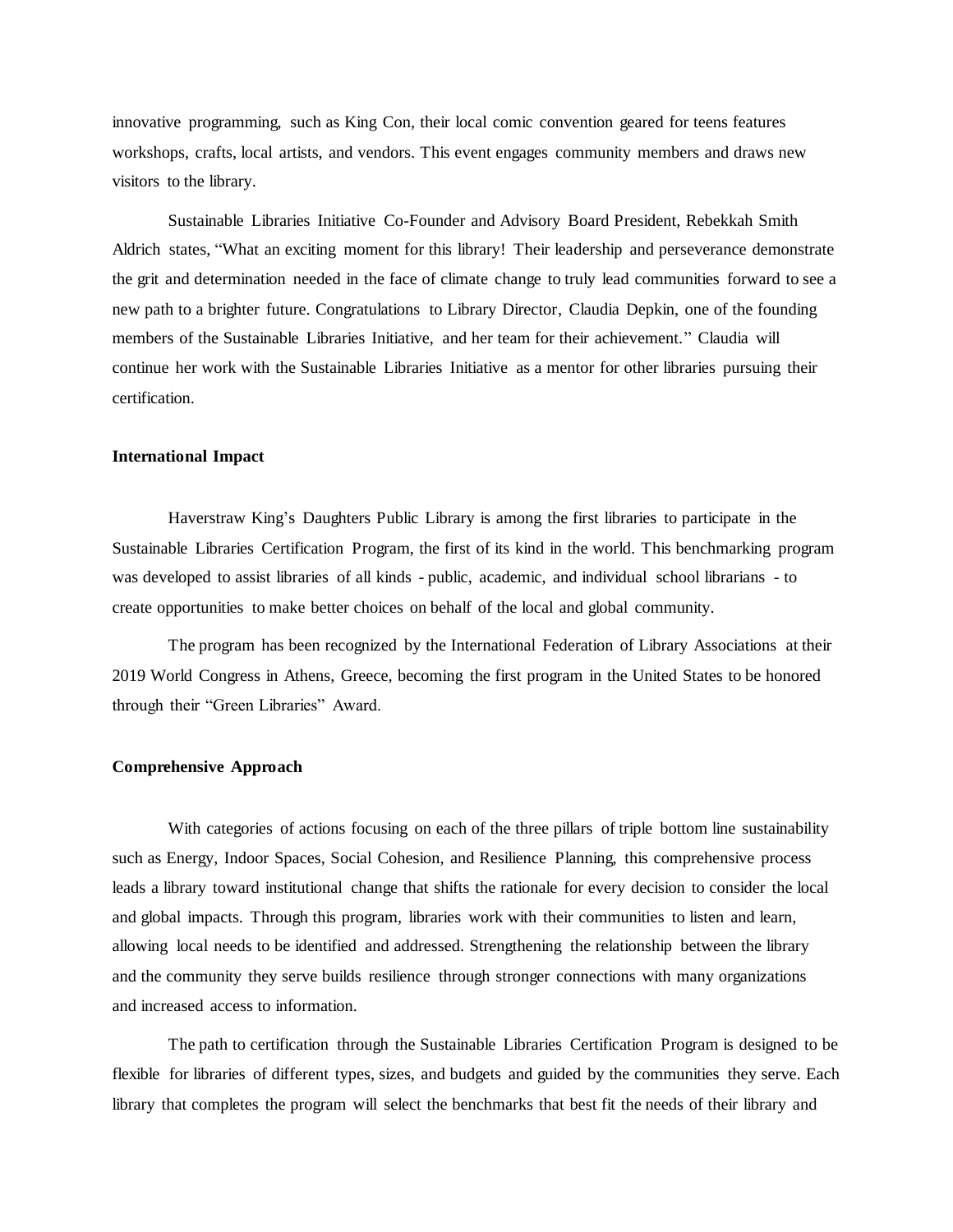innovative programming, such as King Con, their local comic convention geared for teens features workshops, crafts, local artists, and vendors. This event engages community members and draws new visitors to the library.

Sustainable Libraries Initiative Co-Founder and Advisory Board President, Rebekkah Smith Aldrich states, "What an exciting moment for this library! Their leadership and perseverance demonstrate the grit and determination needed in the face of climate change to truly lead communities forward to see a new path to a brighter future. Congratulations to Library Director, Claudia Depkin, one of the founding members of the Sustainable Libraries Initiative, and her team for their achievement." Claudia will continue her work with the Sustainable Libraries Initiative as a mentor for other libraries pursuing their certification.

**International Impact**

Haverstraw King's Daughters Public Library is among the first libraries to participate in the Sustainable Libraries Certification Program, the first of its kind in the world. This benchmarking program was developed to assist libraries of all kinds - public, academic, and individual school librarians - to create opportunities to make better choices on behalf of the local and global community.

The program has been recognized by the International Federation of Library Associations at their 2019 World Congress in Athens, Greece, becoming the first program in the United States to be honored through their "Green Libraries" Award.

**Comprehensive Approach**

With categories of actions focusing on each of the three pillars of triple bottom line sustainability such as Energy, Indoor Spaces, Social Cohesion, and Resilience Planning, this comprehensive process leads a library toward institutional change that shifts the rationale for every decision to consider the local and global impacts. Through this program, libraries work with their communities to listen and learn, allowing local needs to be identified and addressed. Strengthening the relationship between the library and the community they serve builds resilience through stronger connections with many organizations and increased access to information.

The path to certification through the Sustainable Libraries Certification Program is designed to be flexible for libraries of different types, sizes, and budgets and guided by the communities they serve. Each library that completes the program will select the benchmarks that best fit the needs of their library and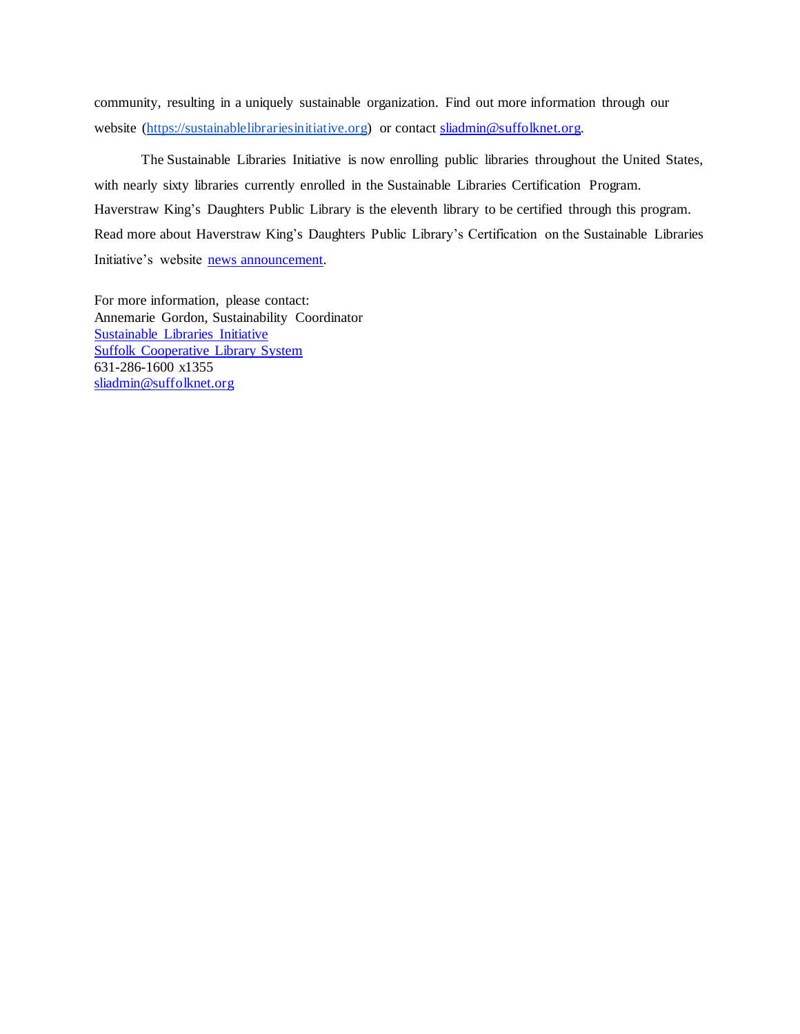community, resulting in a uniquely sustainable organization. Find out more information through our website (https://sustainablelibrariesinitiative.org) or contact sliadmin@suffolknet.org.

The Sustainable Libraries Initiative is now enrolling public libraries throughout the United States, with nearly sixty libraries currently enrolled in the Sustainable Libraries Certification Program. Haverstraw King's Daughters Public Library is the eleventh library to be certified through this program. Read more about Haverstraw King's Daughters Public Library's Certification on the Sustainable Libraries Initiative's website news announcement.

For more information, please contact:
Annemarie Gordon, Sustainability Coordinator
Sustainable Libraries Initiative
Suffolk Cooperative Library System
631-286-1600 x1355
sliadmin@suffolknet.org